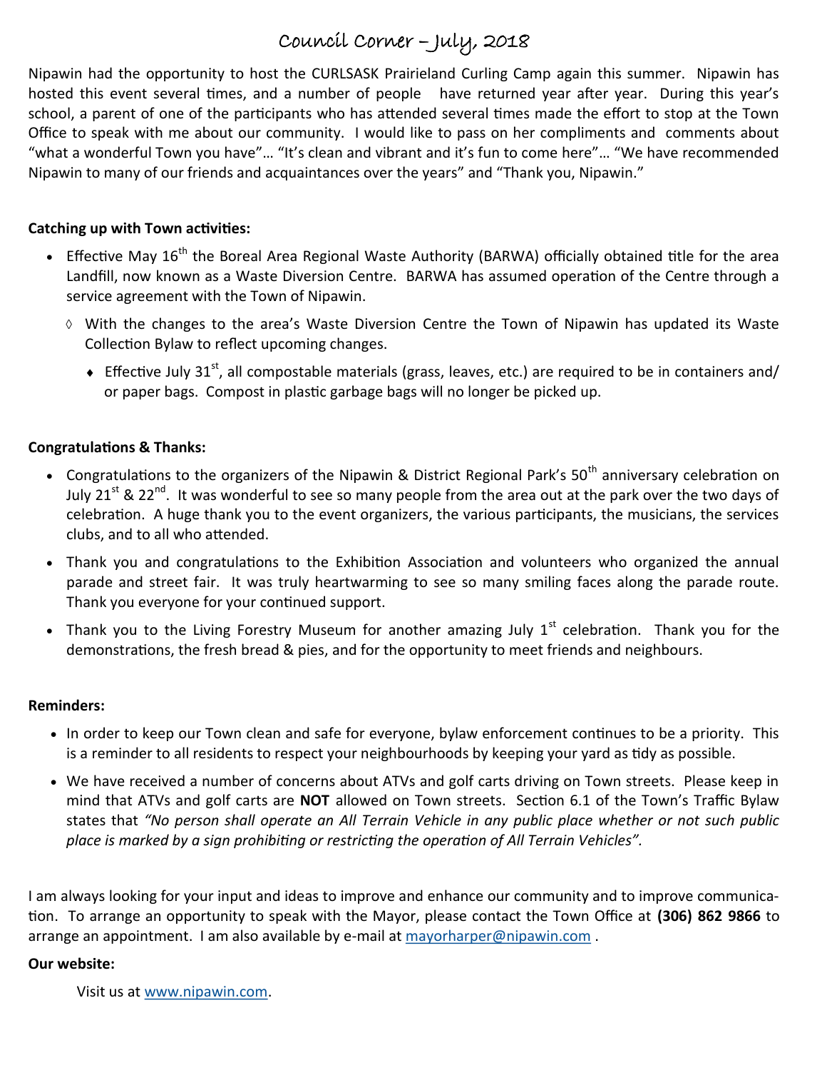# Council Corner – July, 2018

Nipawin had the opportunity to host the CURLSASK Prairieland Curling Camp again this summer. Nipawin has hosted this event several times, and a number of people have returned year after year. During this year's school, a parent of one of the participants who has attended several times made the effort to stop at the Town Office to speak with me about our community. I would like to pass on her compliments and comments about "what a wonderful Town you have"… "It's clean and vibrant and it's fun to come here"… "We have recommended Nipawin to many of our friends and acquaintances over the years" and "Thank you, Nipawin."

**Catching up with Town activities:**

- Effective May 16th the Boreal Area Regional Waste Authority (BARWA) officially obtained title for the area Landfill, now known as a Waste Diversion Centre. BARWA has assumed operation of the Centre through a service agreement with the Town of Nipawin.
  - With the changes to the area's Waste Diversion Centre the Town of Nipawin has updated its Waste Collection Bylaw to reflect upcoming changes.
    - Effective July 31st, all compostable materials (grass, leaves, etc.) are required to be in containers and/or paper bags. Compost in plastic garbage bags will no longer be picked up.

**Congratulations & Thanks:**

- Congratulations to the organizers of the Nipawin & District Regional Park's 50th anniversary celebration on July 21st & 22nd. It was wonderful to see so many people from the area out at the park over the two days of celebration. A huge thank you to the event organizers, the various participants, the musicians, the services clubs, and to all who attended.
- Thank you and congratulations to the Exhibition Association and volunteers who organized the annual parade and street fair. It was truly heartwarming to see so many smiling faces along the parade route. Thank you everyone for your continued support.
- Thank you to the Living Forestry Museum for another amazing July 1st celebration. Thank you for the demonstrations, the fresh bread & pies, and for the opportunity to meet friends and neighbours.

**Reminders:**

- In order to keep our Town clean and safe for everyone, bylaw enforcement continues to be a priority. This is a reminder to all residents to respect your neighbourhoods by keeping your yard as tidy as possible.
- We have received a number of concerns about ATVs and golf carts driving on Town streets. Please keep in mind that ATVs and golf carts are **NOT** allowed on Town streets. Section 6.1 of the Town's Traffic Bylaw states that *"No person shall operate an All Terrain Vehicle in any public place whether or not such public place is marked by a sign prohibiting or restricting the operation of All Terrain Vehicles".*

I am always looking for your input and ideas to improve and enhance our community and to improve communication. To arrange an opportunity to speak with the Mayor, please contact the Town Office at **(306) 862 9866** to arrange an appointment. I am also available by e-mail at mayorharper@nipawin.com .

**Our website:**

Visit us at www.nipawin.com.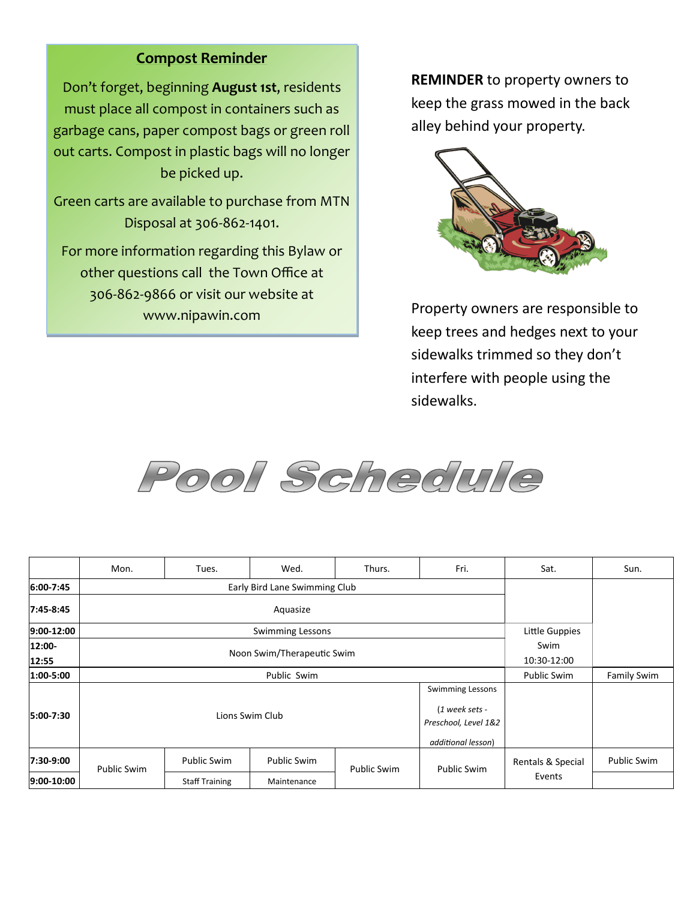## Compost Reminder

Don't forget, beginning **August 1st**, residents must place all compost in containers such as garbage cans, paper compost bags or green roll out carts. Compost in plastic bags will no longer be picked up.

Green carts are available to purchase from MTN Disposal at 306-862-1401.

For more information regarding this Bylaw or other questions call the Town Office at 306-862-9866 or visit our website at www.nipawin.com

**REMINDER** to property owners to keep the grass mowed in the back alley behind your property.

Property owners are responsible to keep trees and hedges next to your sidewalks trimmed so they don't interfere with people using the sidewalks.

# Pool Schedule

| | Mon. | Tues. | Wed. | Thurs. | Fri. | Sat. | Sun. |
|---|---|---|---|---|---|---|---|
| **6:00-7:45** | Early Bird Lane Swimming Club | | | | | | |
| **7:45-8:45** | Aquasize | | | | | | |
| **9:00-12:00** | Swimming Lessons | | | | | Little Guppies Swim 10:30-12:00 | |
| **12:00-12:55** | Noon Swim/Therapeutic Swim | | | | | | |
| **1:00-5:00** | Public Swim | | | | | Public Swim | Family Swim |
| **5:00-7:30** | Lions Swim Club | | | | Swimming Lessons (*1 week sets - Preschool, Level 1&2 additional lesson*) | | |
| **7:30-9:00** | Public Swim | Public Swim | Public Swim | Public Swim | Public Swim | Rentals & Special Events | Public Swim |
| **9:00-10:00** | | Staff Training | Maintenance | | | | |